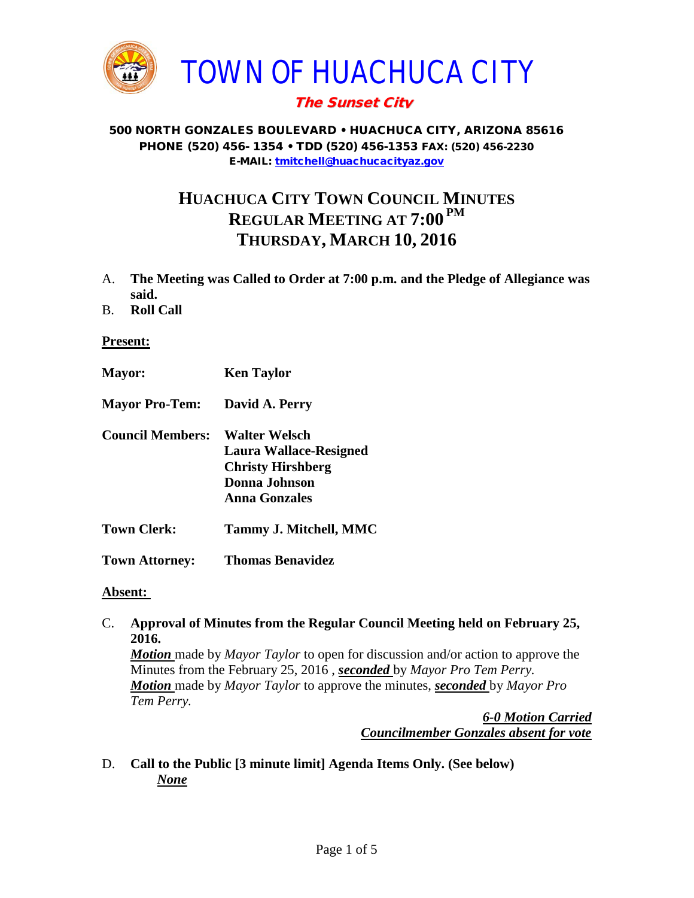# TOWN OF HUACHUCA CITY

***The Sunset City***

**500 NORTH GONZALES BOULEVARD • HUACHUCA CITY, ARIZONA 85616**
**PHONE (520) 456- 1354 • TDD (520) 456-1353 FAX: (520) 456-2230**
**E-MAIL: tmitchell@huachucacityaz.gov**

## HUACHUCA CITY TOWN COUNCIL MINUTES
## REGULAR MEETING AT 7:00 PM
## THURSDAY, MARCH 10, 2016

A. **The Meeting was Called to Order at 7:00 p.m. and the Pledge of Allegiance was said.**

B. **Roll Call**

**Present:**

| | |
|---|---|
| **Mayor:** | **Ken Taylor** |
| **Mayor Pro-Tem:** | **David A. Perry** |
| **Council Members:** | **Walter Welsch**<br>**Laura Wallace-Resigned**<br>**Christy Hirshberg**<br>**Donna Johnson**<br>**Anna Gonzales** |
| **Town Clerk:** | **Tammy J. Mitchell, MMC** |
| **Town Attorney:** | **Thomas Benavidez** |

**Absent:**

C. **Approval of Minutes from the Regular Council Meeting held on February 25, 2016.**

***Motion*** made by *Mayor Taylor* to open for discussion and/or action to approve the Minutes from the February 25, 2016 , ***seconded*** by *Mayor Pro Tem Perry.*
***Motion*** made by *Mayor Taylor* to approve the minutes, ***seconded*** by *Mayor Pro Tem Perry.*

***6-0 Motion Carried***
***Councilmember Gonzales absent for vote***

D. **Call to the Public [3 minute limit] Agenda Items Only. (See below)**

***None***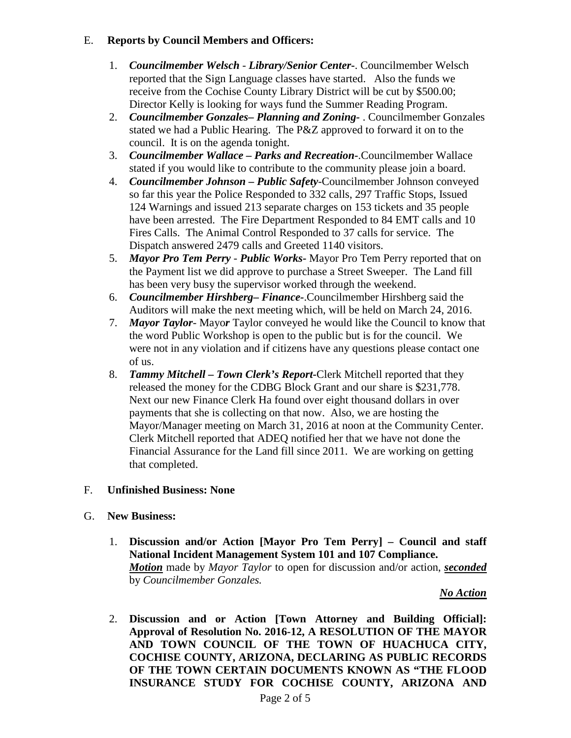E. **Reports by Council Members and Officers:**

1. ***Councilmember Welsch - Library/Senior Center-***. Councilmember Welsch reported that the Sign Language classes have started. Also the funds we receive from the Cochise County Library District will be cut by $500.00; Director Kelly is looking for ways fund the Summer Reading Program.
2. ***Councilmember Gonzales– Planning and Zoning-*** . Councilmember Gonzales stated we had a Public Hearing. The P&Z approved to forward it on to the council. It is on the agenda tonight.
3. ***Councilmember Wallace – Parks and Recreation-***.Councilmember Wallace stated if you would like to contribute to the community please join a board.
4. ***Councilmember Johnson – Public Safety-***Councilmember Johnson conveyed so far this year the Police Responded to 332 calls, 297 Traffic Stops, Issued 124 Warnings and issued 213 separate charges on 153 tickets and 35 people have been arrested. The Fire Department Responded to 84 EMT calls and 10 Fires Calls. The Animal Control Responded to 37 calls for service. The Dispatch answered 2479 calls and Greeted 1140 visitors.
5. ***Mayor Pro Tem Perry - Public Works-*** Mayor Pro Tem Perry reported that on the Payment list we did approve to purchase a Street Sweeper. The Land fill has been very busy the supervisor worked through the weekend.
6. ***Councilmember Hirshberg– Finance-***.Councilmember Hirshberg said the Auditors will make the next meeting which, will be held on March 24, 2016.
7. ***Mayor Taylor-*** Mayo***r*** Taylor conveyed he would like the Council to know that the word Public Workshop is open to the public but is for the council. We were not in any violation and if citizens have any questions please contact one of us.
8. ***Tammy Mitchell – Town Clerk's Report-***Clerk Mitchell reported that they released the money for the CDBG Block Grant and our share is $231,778. Next our new Finance Clerk Ha found over eight thousand dollars in over payments that she is collecting on that now. Also, we are hosting the Mayor/Manager meeting on March 31, 2016 at noon at the Community Center. Clerk Mitchell reported that ADEQ notified her that we have not done the Financial Assurance for the Land fill since 2011. We are working on getting that completed.

F. **Unfinished Business: None**

G. **New Business:**

1. **Discussion and/or Action [Mayor Pro Tem Perry] – Council and staff National Incident Management System 101 and 107 Compliance.**
***Motion*** made by *Mayor Taylor* to open for discussion and/or action, ***seconded*** by *Councilmember Gonzales.*

   ***No Action***

2. **Discussion and or Action [Town Attorney and Building Official]: Approval of Resolution No. 2016-12, A RESOLUTION OF THE MAYOR AND TOWN COUNCIL OF THE TOWN OF HUACHUCA CITY, COCHISE COUNTY, ARIZONA, DECLARING AS PUBLIC RECORDS OF THE TOWN CERTAIN DOCUMENTS KNOWN AS "THE FLOOD INSURANCE STUDY FOR COCHISE COUNTY, ARIZONA AND**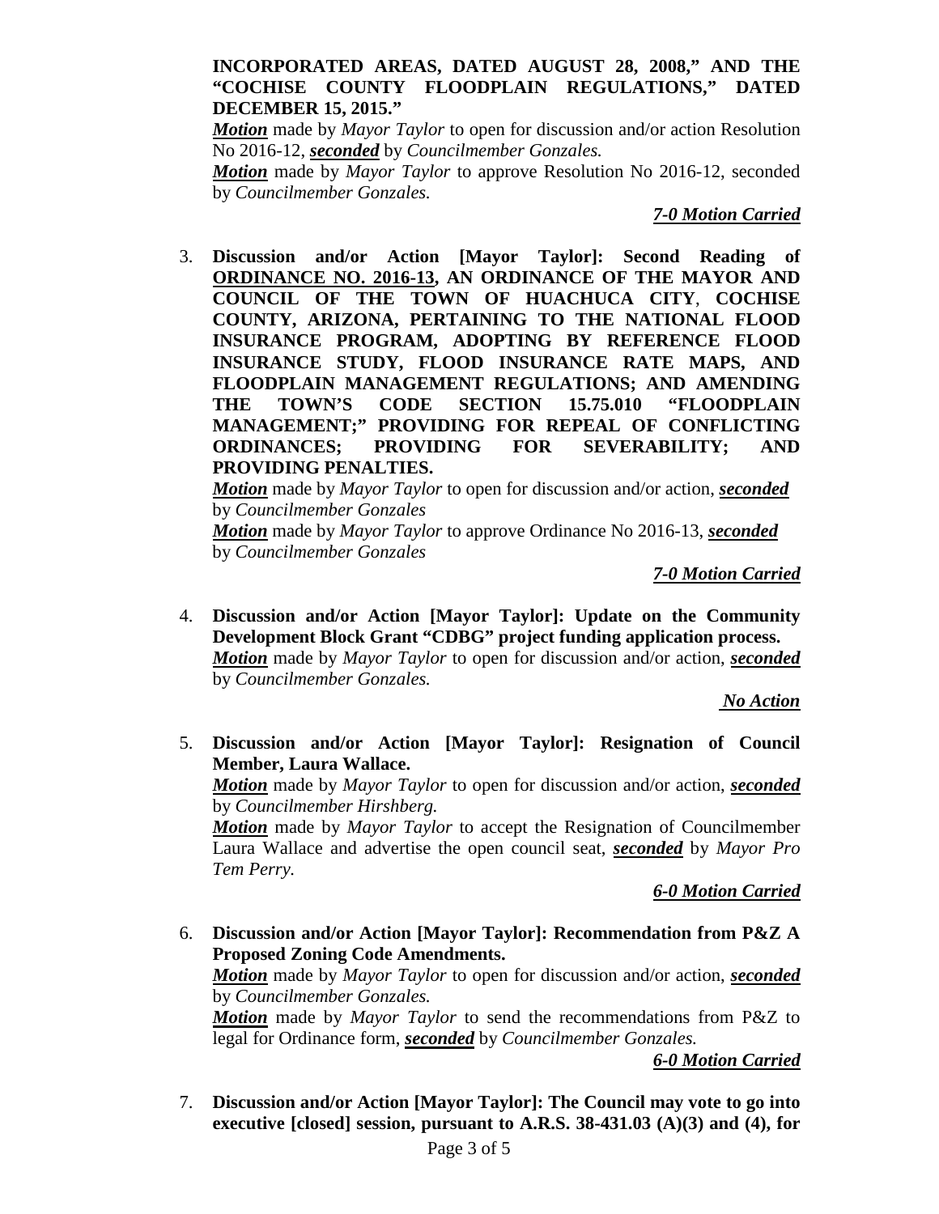**INCORPORATED AREAS, DATED AUGUST 28, 2008," AND THE "COCHISE COUNTY FLOODPLAIN REGULATIONS," DATED DECEMBER 15, 2015."**

***Motion*** made by *Mayor Taylor* to open for discussion and/or action Resolution No 2016-12, ***seconded*** by *Councilmember Gonzales.*

***Motion*** made by *Mayor Taylor* to approve Resolution No 2016-12, seconded by *Councilmember Gonzales.*

***7-0 Motion Carried***

3. **Discussion and/or Action [Mayor Taylor]: Second Reading of ORDINANCE NO. 2016-13, AN ORDINANCE OF THE MAYOR AND COUNCIL OF THE TOWN OF HUACHUCA CITY, COCHISE COUNTY, ARIZONA, PERTAINING TO THE NATIONAL FLOOD INSURANCE PROGRAM, ADOPTING BY REFERENCE FLOOD INSURANCE STUDY, FLOOD INSURANCE RATE MAPS, AND FLOODPLAIN MANAGEMENT REGULATIONS; AND AMENDING THE TOWN'S CODE SECTION 15.75.010 "FLOODPLAIN MANAGEMENT;" PROVIDING FOR REPEAL OF CONFLICTING ORDINANCES; PROVIDING FOR SEVERABILITY; AND PROVIDING PENALTIES.**

   ***Motion*** made by *Mayor Taylor* to open for discussion and/or action, ***seconded*** by *Councilmember Gonzales*

   ***Motion*** made by *Mayor Taylor* to approve Ordinance No 2016-13, ***seconded*** by *Councilmember Gonzales*

   ***7-0 Motion Carried***

4. **Discussion and/or Action [Mayor Taylor]: Update on the Community Development Block Grant "CDBG" project funding application process.**

   ***Motion*** made by *Mayor Taylor* to open for discussion and/or action, ***seconded*** by *Councilmember Gonzales.*

   ***No Action***

5. **Discussion and/or Action [Mayor Taylor]: Resignation of Council Member, Laura Wallace.**

   ***Motion*** made by *Mayor Taylor* to open for discussion and/or action, ***seconded*** by *Councilmember Hirshberg.*

   ***Motion*** made by *Mayor Taylor* to accept the Resignation of Councilmember Laura Wallace and advertise the open council seat, ***seconded*** by *Mayor Pro Tem Perry.*

   ***6-0 Motion Carried***

6. **Discussion and/or Action [Mayor Taylor]: Recommendation from P&Z A Proposed Zoning Code Amendments.**

   ***Motion*** made by *Mayor Taylor* to open for discussion and/or action, ***seconded*** by *Councilmember Gonzales.*

   ***Motion*** made by *Mayor Taylor* to send the recommendations from P&Z to legal for Ordinance form, ***seconded*** by *Councilmember Gonzales.*

   ***6-0 Motion Carried***

7. **Discussion and/or Action [Mayor Taylor]: The Council may vote to go into executive [closed] session, pursuant to A.R.S. 38-431.03 (A)(3) and (4), for**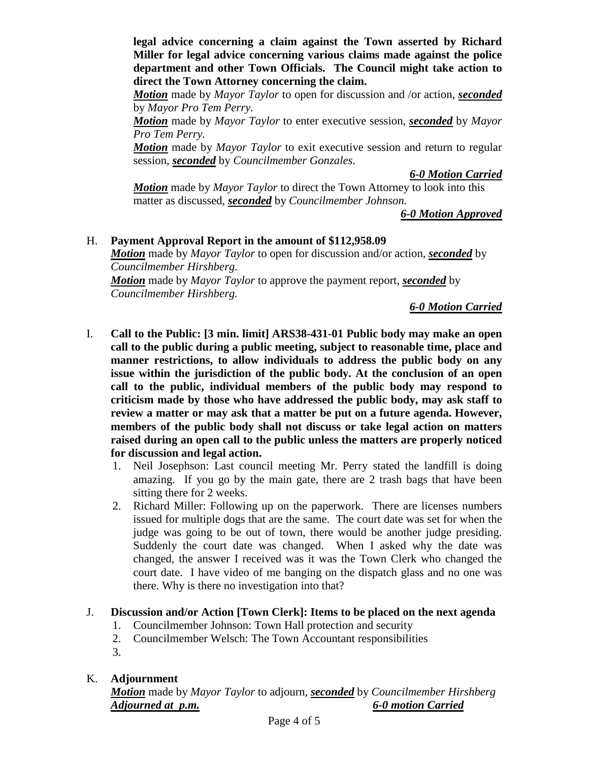**legal advice concerning a claim against the Town asserted by Richard Miller for legal advice concerning various claims made against the police department and other Town Officials. The Council might take action to direct the Town Attorney concerning the claim.**

***Motion*** made by *Mayor Taylor* to open for discussion and /or action, ***seconded*** by *Mayor Pro Tem Perry.*

***Motion*** made by *Mayor Taylor* to enter executive session, ***seconded*** by *Mayor Pro Tem Perry.*

***Motion*** made by *Mayor Taylor* to exit executive session and return to regular session, ***seconded*** by *Councilmember Gonzales.*

***6-0 Motion Carried***

***Motion*** made by *Mayor Taylor* to direct the Town Attorney to look into this matter as discussed, ***seconded*** by *Councilmember Johnson.*

***6-0 Motion Approved***

H. **Payment Approval Report in the amount of $112,958.09**

***Motion*** made by *Mayor Taylor* to open for discussion and/or action, ***seconded*** by *Councilmember Hirshberg.*

***Motion*** made by *Mayor Taylor* to approve the payment report, ***seconded*** by *Councilmember Hirshberg.*

***6-0 Motion Carried***

I. **Call to the Public: [3 min. limit] ARS38-431-01 Public body may make an open call to the public during a public meeting, subject to reasonable time, place and manner restrictions, to allow individuals to address the public body on any issue within the jurisdiction of the public body. At the conclusion of an open call to the public, individual members of the public body may respond to criticism made by those who have addressed the public body, may ask staff to review a matter or may ask that a matter be put on a future agenda. However, members of the public body shall not discuss or take legal action on matters raised during an open call to the public unless the matters are properly noticed for discussion and legal action.**

1. Neil Josephson: Last council meeting Mr. Perry stated the landfill is doing amazing. If you go by the main gate, there are 2 trash bags that have been sitting there for 2 weeks.
2. Richard Miller: Following up on the paperwork. There are licenses numbers issued for multiple dogs that are the same. The court date was set for when the judge was going to be out of town, there would be another judge presiding. Suddenly the court date was changed. When I asked why the date was changed, the answer I received was it was the Town Clerk who changed the court date. I have video of me banging on the dispatch glass and no one was there. Why is there no investigation into that?

J. **Discussion and/or Action [Town Clerk]: Items to be placed on the next agenda**

1. Councilmember Johnson: Town Hall protection and security
2. Councilmember Welsch: The Town Accountant responsibilities
3. 

K. **Adjournment**

***Motion*** made by *Mayor Taylor* to adjourn, ***seconded*** by *Councilmember Hirshberg*

***Adjourned at p.m.*** ***6-0 motion Carried***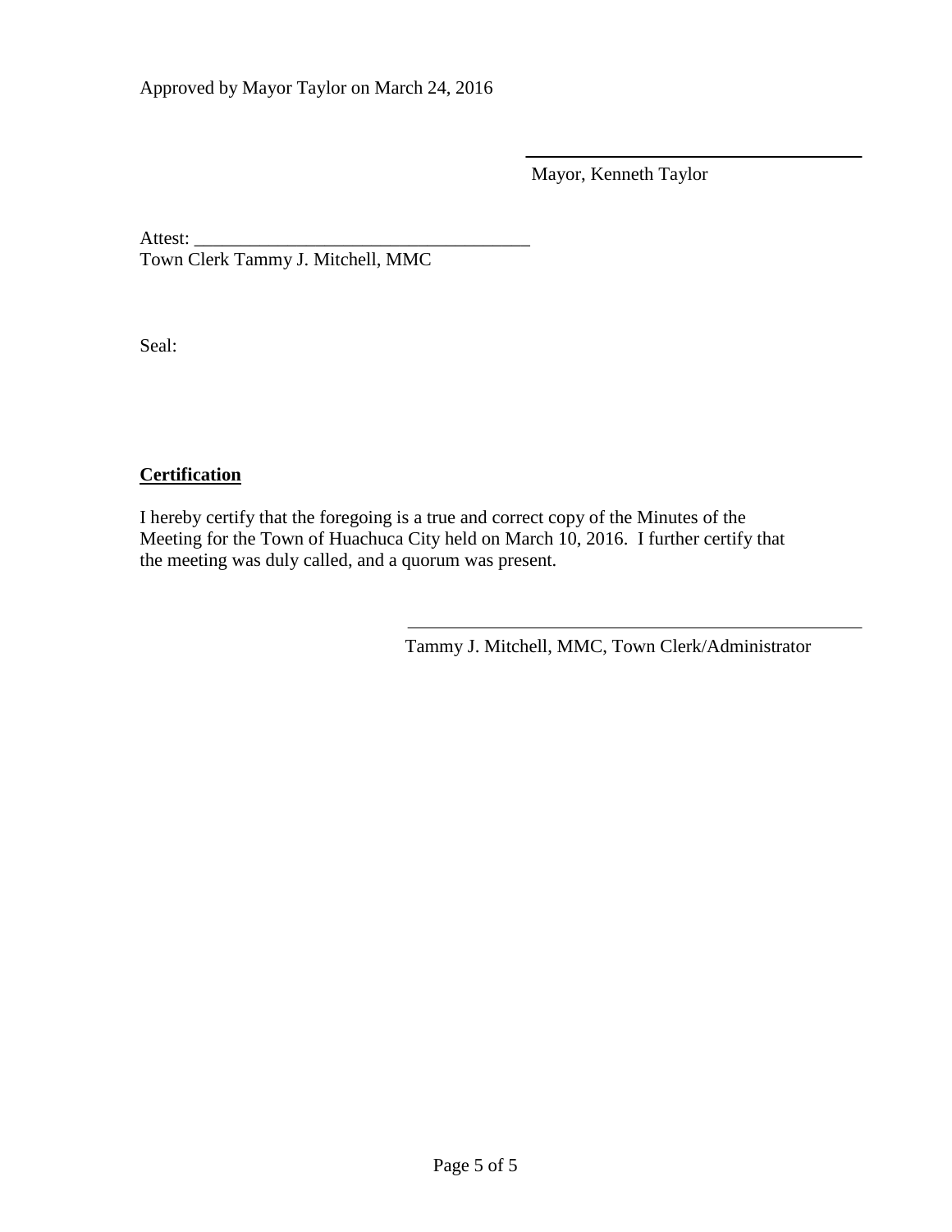Approved by Mayor Taylor on March 24, 2016

\_\_\_\_\_\_\_\_\_\_\_\_\_\_\_\_\_\_\_\_\_\_\_\_\_\_\_\_\_\_\_\_\_\_\_\_

Mayor, Kenneth Taylor

Attest: \_\_\_\_\_\_\_\_\_\_\_\_\_\_\_\_\_\_\_\_\_\_\_\_\_\_\_\_\_\_\_\_\_\_\_\_

Town Clerk Tammy J. Mitchell, MMC

Seal:

**Certification**

I hereby certify that the foregoing is a true and correct copy of the Minutes of the Meeting for the Town of Huachuca City held on March 10, 2016. I further certify that the meeting was duly called, and a quorum was present.

\_\_\_\_\_\_\_\_\_\_\_\_\_\_\_\_\_\_\_\_\_\_\_\_\_\_\_\_\_\_\_\_\_\_\_\_\_\_\_\_\_\_\_\_\_\_\_\_

Tammy J. Mitchell, MMC, Town Clerk/Administrator